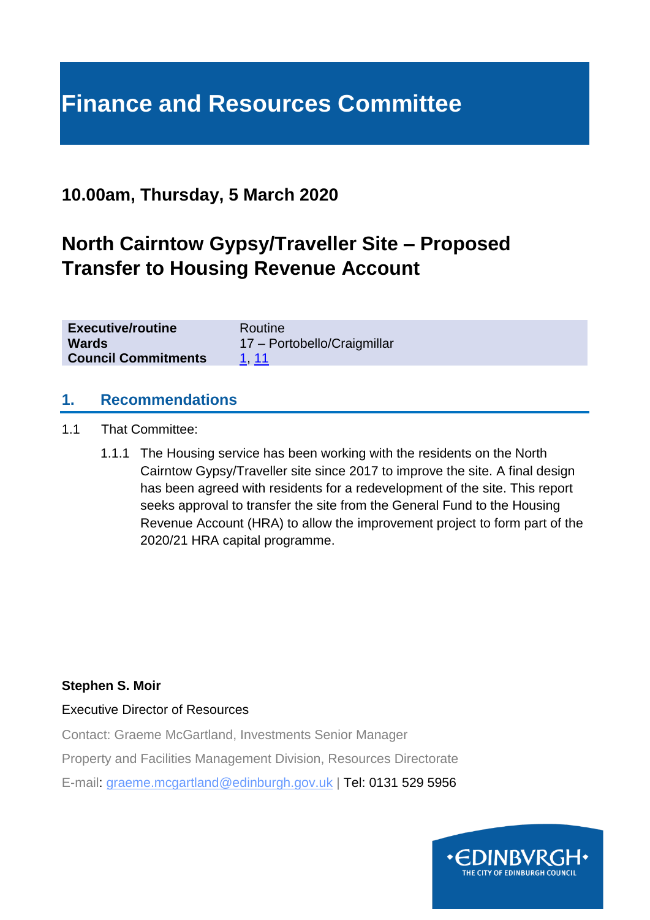# Finance and Resources Committee

## 10.00am, Thursday, 5 March 2020

## North Cairntow Gypsy/Traveller Site – Proposed Transfer to Housing Revenue Account

| | |
|---|---|
| **Executive/routine** | Routine |
| **Wards** | 17 – Portobello/Craigmillar |
| **Council Commitments** | 1, 11 |

## 1. Recommendations

1.1 That Committee:

1.1.1 The Housing service has been working with the residents on the North Cairntow Gypsy/Traveller site since 2017 to improve the site. A final design has been agreed with residents for a redevelopment of the site. This report seeks approval to transfer the site from the General Fund to the Housing Revenue Account (HRA) to allow the improvement project to form part of the 2020/21 HRA capital programme.

**Stephen S. Moir**

Executive Director of Resources

Contact: Graeme McGartland, Investments Senior Manager

Property and Facilities Management Division, Resources Directorate

E-mail: graeme.mcgartland@edinburgh.gov.uk | Tel: 0131 529 5956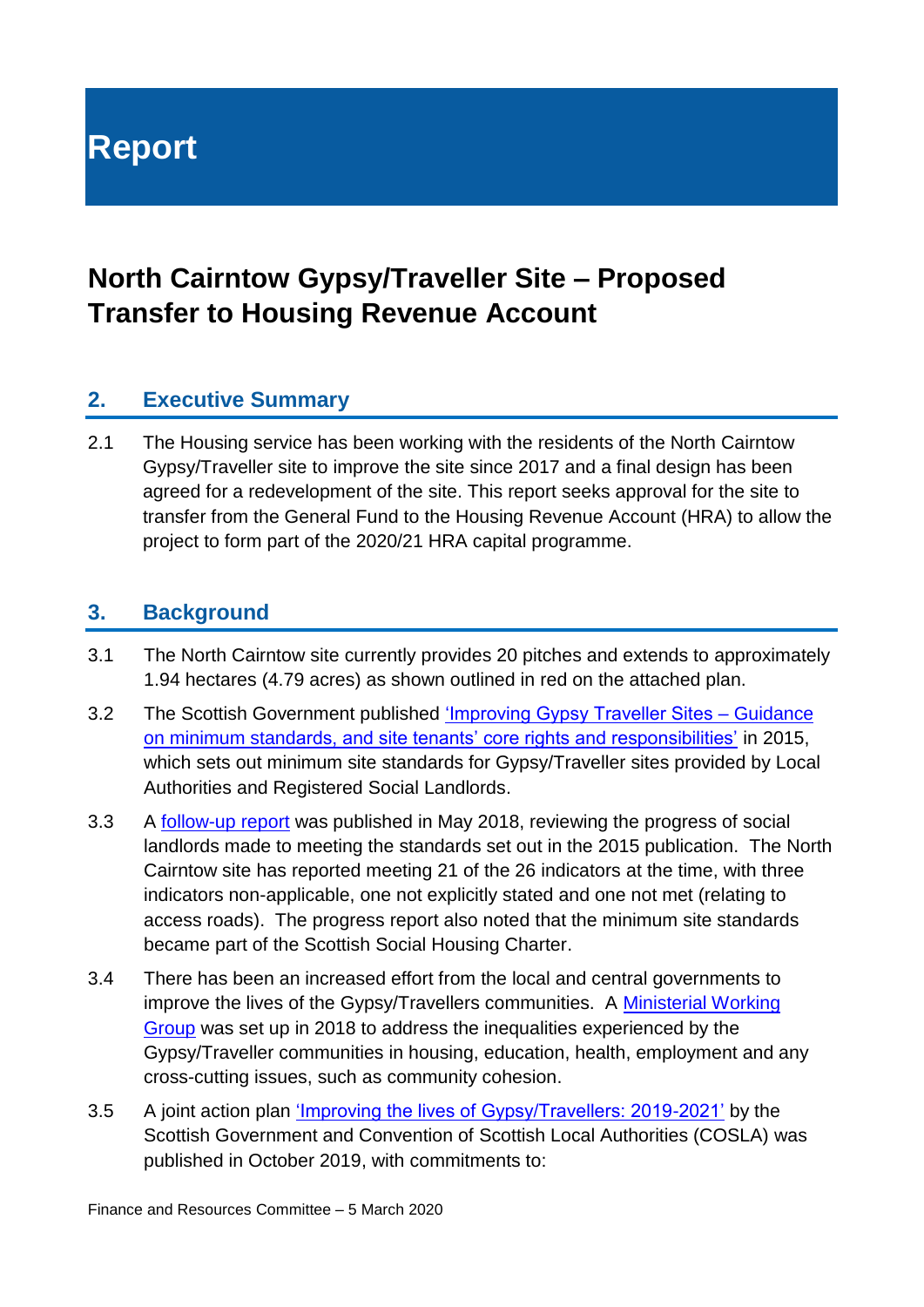# Report

## North Cairntow Gypsy/Traveller Site – Proposed Transfer to Housing Revenue Account

### 2. Executive Summary

2.1 The Housing service has been working with the residents of the North Cairntow Gypsy/Traveller site to improve the site since 2017 and a final design has been agreed for a redevelopment of the site. This report seeks approval for the site to transfer from the General Fund to the Housing Revenue Account (HRA) to allow the project to form part of the 2020/21 HRA capital programme.

### 3. Background

3.1 The North Cairntow site currently provides 20 pitches and extends to approximately 1.94 hectares (4.79 acres) as shown outlined in red on the attached plan.

3.2 The Scottish Government published 'Improving Gypsy Traveller Sites – Guidance on minimum standards, and site tenants' core rights and responsibilities' in 2015, which sets out minimum site standards for Gypsy/Traveller sites provided by Local Authorities and Registered Social Landlords.

3.3 A follow-up report was published in May 2018, reviewing the progress of social landlords made to meeting the standards set out in the 2015 publication. The North Cairntow site has reported meeting 21 of the 26 indicators at the time, with three indicators non-applicable, one not explicitly stated and one not met (relating to access roads). The progress report also noted that the minimum site standards became part of the Scottish Social Housing Charter.

3.4 There has been an increased effort from the local and central governments to improve the lives of the Gypsy/Travellers communities. A Ministerial Working Group was set up in 2018 to address the inequalities experienced by the Gypsy/Traveller communities in housing, education, health, employment and any cross-cutting issues, such as community cohesion.

3.5 A joint action plan 'Improving the lives of Gypsy/Travellers: 2019-2021' by the Scottish Government and Convention of Scottish Local Authorities (COSLA) was published in October 2019, with commitments to: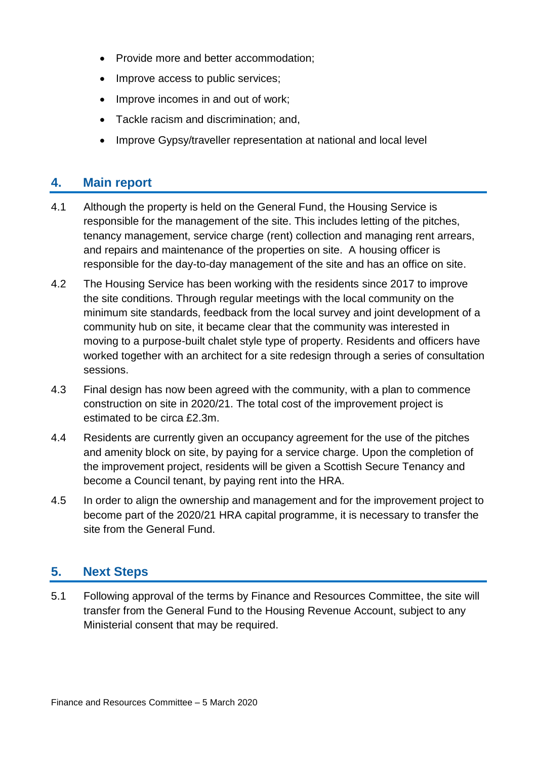- Provide more and better accommodation;
- Improve access to public services;
- Improve incomes in and out of work;
- Tackle racism and discrimination; and,
- Improve Gypsy/traveller representation at national and local level

## 4. Main report

4.1 Although the property is held on the General Fund, the Housing Service is responsible for the management of the site. This includes letting of the pitches, tenancy management, service charge (rent) collection and managing rent arrears, and repairs and maintenance of the properties on site. A housing officer is responsible for the day-to-day management of the site and has an office on site.

4.2 The Housing Service has been working with the residents since 2017 to improve the site conditions. Through regular meetings with the local community on the minimum site standards, feedback from the local survey and joint development of a community hub on site, it became clear that the community was interested in moving to a purpose-built chalet style type of property. Residents and officers have worked together with an architect for a site redesign through a series of consultation sessions.

4.3 Final design has now been agreed with the community, with a plan to commence construction on site in 2020/21. The total cost of the improvement project is estimated to be circa £2.3m.

4.4 Residents are currently given an occupancy agreement for the use of the pitches and amenity block on site, by paying for a service charge. Upon the completion of the improvement project, residents will be given a Scottish Secure Tenancy and become a Council tenant, by paying rent into the HRA.

4.5 In order to align the ownership and management and for the improvement project to become part of the 2020/21 HRA capital programme, it is necessary to transfer the site from the General Fund.

## 5. Next Steps

5.1 Following approval of the terms by Finance and Resources Committee, the site will transfer from the General Fund to the Housing Revenue Account, subject to any Ministerial consent that may be required.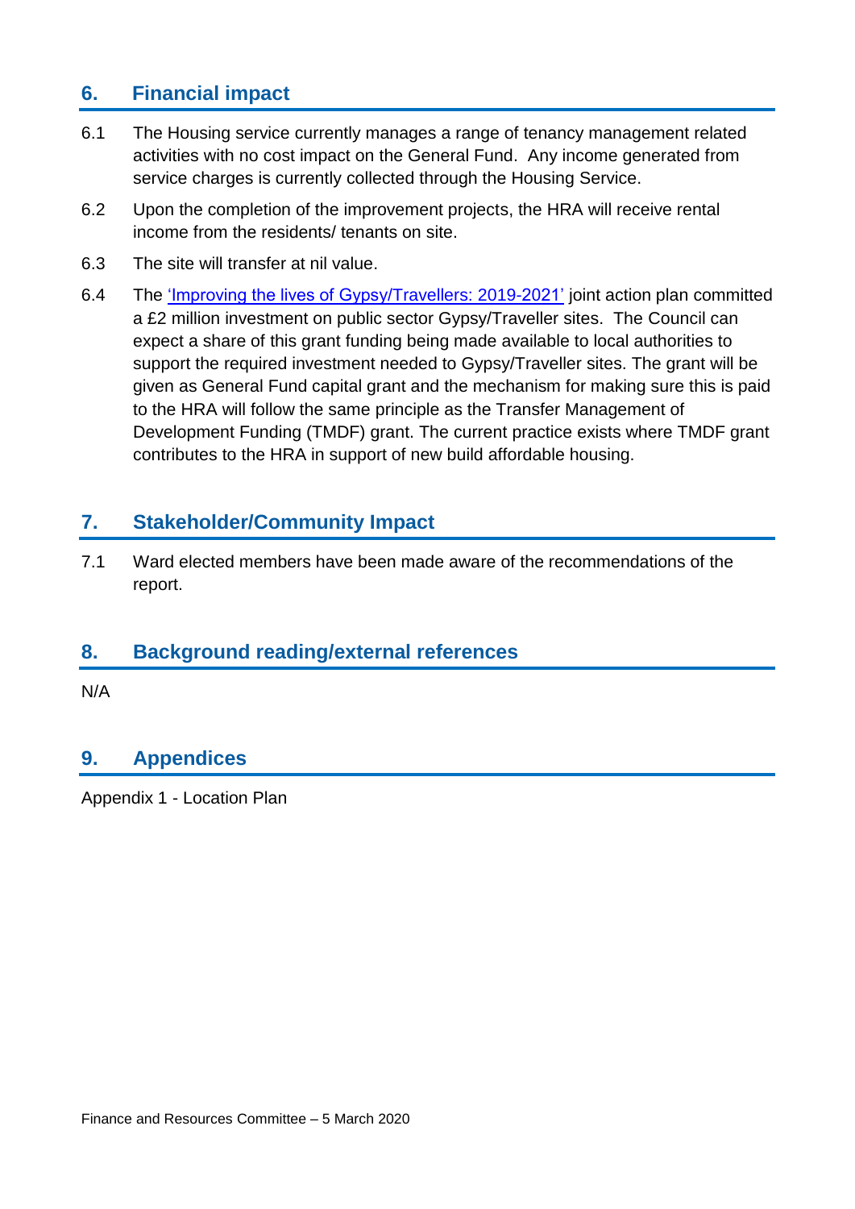## 6. Financial impact

6.1 The Housing service currently manages a range of tenancy management related activities with no cost impact on the General Fund. Any income generated from service charges is currently collected through the Housing Service.

6.2 Upon the completion of the improvement projects, the HRA will receive rental income from the residents/ tenants on site.

6.3 The site will transfer at nil value.

6.4 The 'Improving the lives of Gypsy/Travellers: 2019-2021' joint action plan committed a £2 million investment on public sector Gypsy/Traveller sites. The Council can expect a share of this grant funding being made available to local authorities to support the required investment needed to Gypsy/Traveller sites. The grant will be given as General Fund capital grant and the mechanism for making sure this is paid to the HRA will follow the same principle as the Transfer Management of Development Funding (TMDF) grant. The current practice exists where TMDF grant contributes to the HRA in support of new build affordable housing.

## 7. Stakeholder/Community Impact

7.1 Ward elected members have been made aware of the recommendations of the report.

## 8. Background reading/external references

N/A

## 9. Appendices

Appendix 1 - Location Plan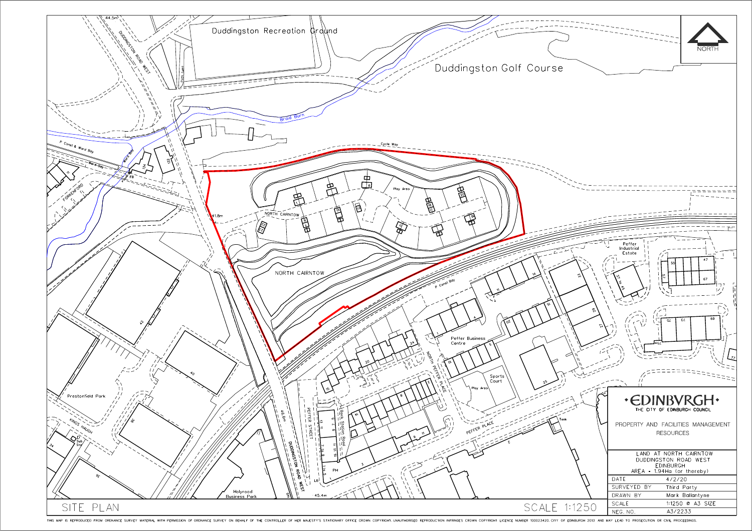NORTH

Duddingston Recreation Ground

Duddingston Golf Course

Braid Burn

Cycle Way

Play Area

NORTH CAIRNTOW

NORTH CAIRNTOW

41.8m

44.5m

DUDDINGSTON ROAD WEST

P Const & Ward Bdy

Ward Bdy

FORKENFORD

Peffer Industrial Estate

P Const Bdy

Peffer Business Centre

NORTH PEFFER PLACE

Sports Court

Play Area

PEFFER PLACE

PEFFER STREET

Back Station Road

DUDDINGSTON ROAD WEST

46.6m

45.4m

Prestonfield Park

KINGS HAUGH

Holyrood Business Park

Tank

PH

LB

El Sub Sta

**·EDINBVRGH·**

THE CITY OF EDINBURGH COUNCIL

PROPERTY AND FACILITIES MANAGEMENT RESOURCES

LAND AT NORTH CAIRNTOW
DUDDINGSTON ROAD WEST
EDINBURGH
AREA = 1.94Ha (or thereby)

| | |
|---|---|
| DATE | 4/2/20 |
| SURVEYED BY | Third Party |
| DRAWN BY | Mark Ballantyne |
| SCALE | 1:1250 @ A3 SIZE |
| NEG. NO. | A3/2233 |

SITE PLAN

SCALE 1:1250

THIS MAP IS REPRODUCED FROM ORDNANCE SURVEY MATERIAL WITH PERMISSION OF ORDNANCE SURVEY ON BEHALF OF THE CONTROLLER OF HER MAJESTY'S STATIONARY OFFICE CROWN COPYRIGHT. UNAUTHORISED REPRODUCTION INFRINGES CROWN COPYRIGHT LICENCE NUMBER 100023420. CITY OF EDINBURGH 2013 AND MAY LEAD TO PROSECUTION OR CIVIL PROCEEDINGS.